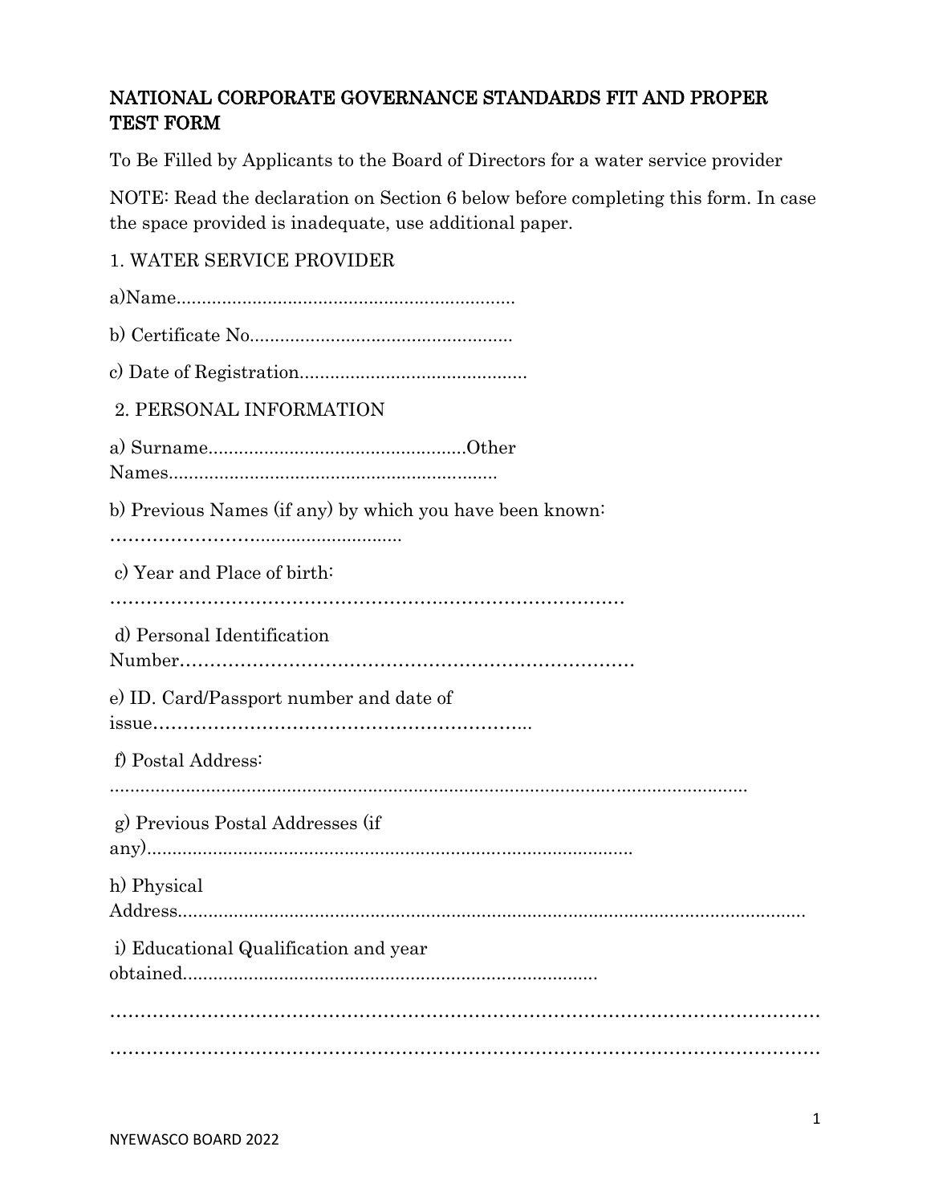## NATIONAL CORPORATE GOVERNANCE STANDARDS FIT AND PROPER TEST FORM

To Be Filled by Applicants to the Board of Directors for a water service provider

NOTE: Read the declaration on Section 6 below before completing this form. In case the space provided is inadequate, use additional paper.

1. WATER SERVICE PROVIDER

a)Name..................................................................

b) Certificate No...................................................

c) Date of Registration............................................

2. PERSONAL INFORMATION

a) Surname..................................................Other Names................................................................

b) Previous Names (if any) by which you have been known: …………………..........................................

c) Year and Place of birth: ……………………………………………………………………

d) Personal Identification Number…………………………………………………………………

e) ID. Card/Passport number and date of issue……………………………………………………...

f) Postal Address: .................................................................................................................................

g) Previous Postal Addresses (if any)...............................................................................................

h) Physical Address.........................................................................................................................

i) Educational Qualification and year obtained..................................................................................

…………………………………………………………………………………………………………

…………………………………………………………………………………………………………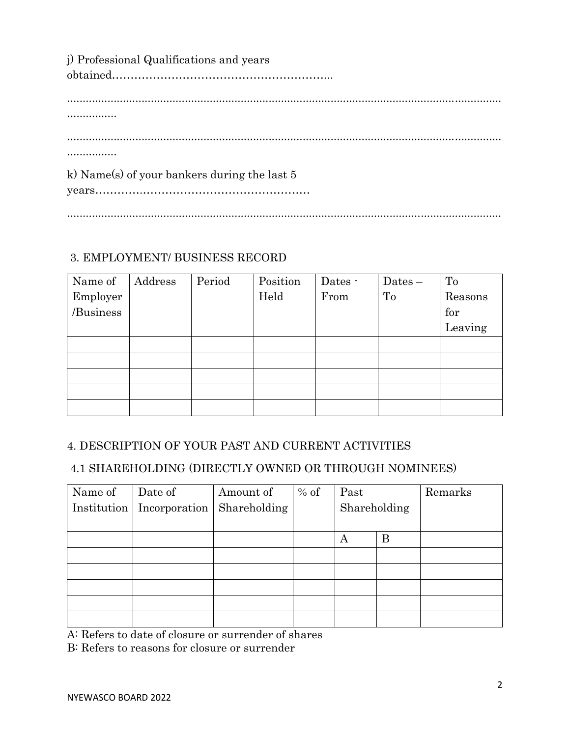j) Professional Qualifications and years obtained……………………………………………………..

……………………………………………………………………………………………………………………………………

……………………………………………………………………………………………………………………………………

k) Name(s) of your bankers during the last 5 years……………………………………………………

……………………………………………………………………………………………………………………………………

3. EMPLOYMENT/ BUSINESS RECORD

| Name of Employer /Business | Address | Period | Position Held | Dates - From | Dates – To | To Reasons for Leaving |
|---|---|---|---|---|---|---|
| | | | | | | |
| | | | | | | |
| | | | | | | |
| | | | | | | |
| | | | | | | |

4. DESCRIPTION OF YOUR PAST AND CURRENT ACTIVITIES

4.1 SHAREHOLDING (DIRECTLY OWNED OR THROUGH NOMINEES)

| Name of Institution | Date of Incorporation | Amount of Shareholding | % of | Past Shareholding | | Remarks |
|---|---|---|---|---|---|---|
| | | | | A | B | |
| | | | | | | |
| | | | | | | |
| | | | | | | |
| | | | | | | |
| | | | | | | |

A: Refers to date of closure or surrender of shares

B: Refers to reasons for closure or surrender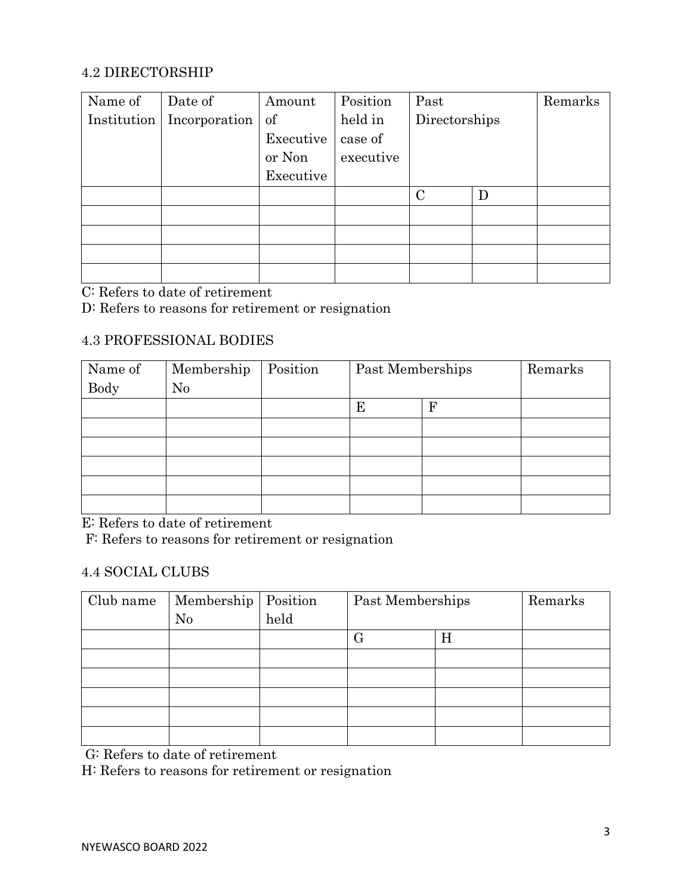## 4.2 DIRECTORSHIP

| Name of Institution | Date of Incorporation | Amount of Executive or Non Executive | Position held in case of executive | Past Directorships | | Remarks |
|---|---|---|---|---|---|---|
| | | | | C | D | |
| | | | | | | |
| | | | | | | |
| | | | | | | |
| | | | | | | |

C: Refers to date of retirement

D: Refers to reasons for retirement or resignation

## 4.3 PROFESSIONAL BODIES

| Name of Body | Membership No | Position | Past Memberships | | Remarks |
|---|---|---|---|---|---|
| | | | E | F | |
| | | | | | |
| | | | | | |
| | | | | | |
| | | | | | |
| | | | | | |

E: Refers to date of retirement

F: Refers to reasons for retirement or resignation

## 4.4 SOCIAL CLUBS

| Club name | Membership No | Position held | Past Memberships | | Remarks |
|---|---|---|---|---|---|
| | | | G | H | |
| | | | | | |
| | | | | | |
| | | | | | |
| | | | | | |
| | | | | | |

G: Refers to date of retirement

H: Refers to reasons for retirement or resignation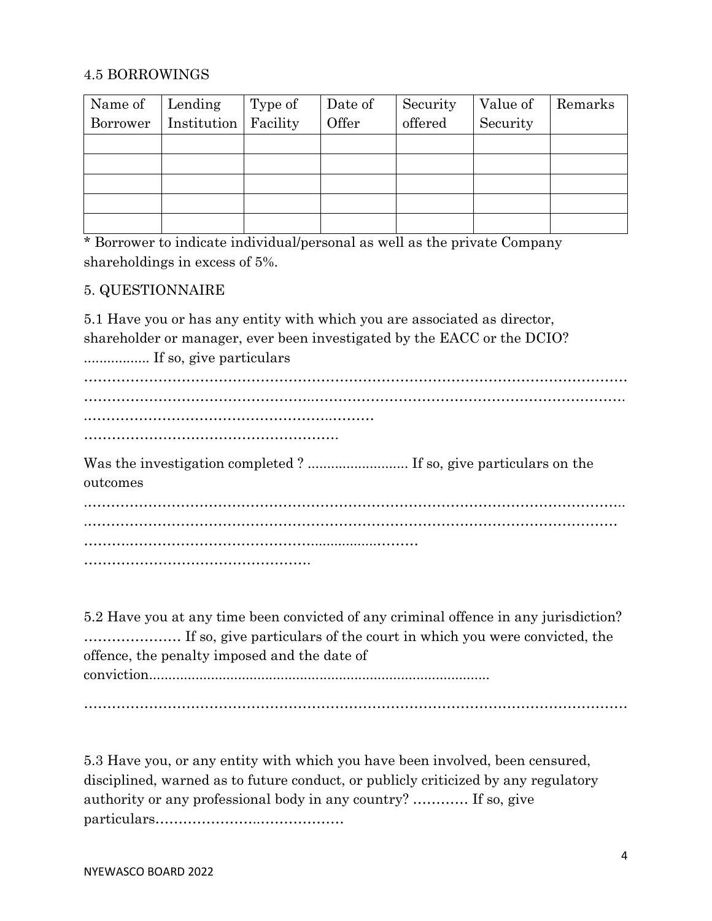## 4.5 BORROWINGS

| Name of Borrower | Lending Institution | Type of Facility | Date of Offer | Security offered | Value of Security | Remarks |
| --- | --- | --- | --- | --- | --- | --- |
| | | | | | | |
| | | | | | | |
| | | | | | | |
| | | | | | | |
| | | | | | | |

* Borrower to indicate individual/personal as well as the private Company shareholdings in excess of 5%.

## 5. QUESTIONNAIRE

5.1 Have you or has any entity with which you are associated as director, shareholder or manager, ever been investigated by the EACC or the DCIO? ................. If so, give particulars

……………………………………………………………………………………………………
……………………………………………………………………………………………………
………………………………………………………
……………………………………………….

Was the investigation completed ? .......................... If so, give particulars on the outcomes

……………………………………………………………………………………………………
……………………………………………………………………………………………………
……………………………………………………………
………………………………………….

5.2 Have you at any time been convicted of any criminal offence in any jurisdiction? ………………… If so, give particulars of the court in which you were convicted, the offence, the penalty imposed and the date of conviction......................................................................................

……………………………………………………………………………………………………

5.3 Have you, or any entity with which you have been involved, been censured, disciplined, warned as to future conduct, or publicly criticized by any regulatory authority or any professional body in any country? ………… If so, give particulars……………………………………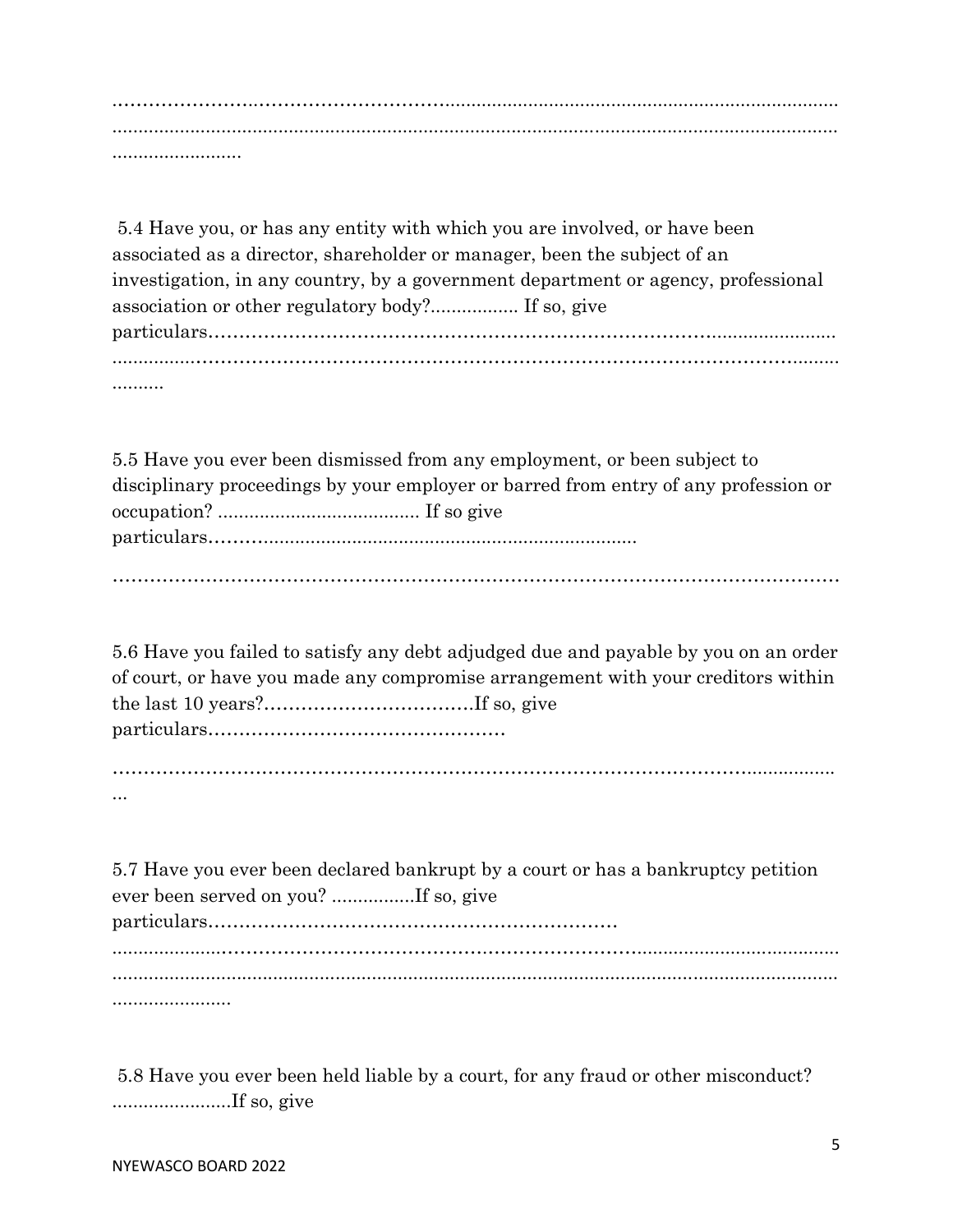……………………………………………………………………………………………………………………………………………………………………………………………………………………………

5.4 Have you, or has any entity with which you are involved, or have been associated as a director, shareholder or manager, been the subject of an investigation, in any country, by a government department or agency, professional association or other regulatory body?................. If so, give particulars……………………………………………………………………………………………………………………………………………………………………………………………………………………………

5.5 Have you ever been dismissed from any employment, or been subject to disciplinary proceedings by your employer or barred from entry of any profession or occupation? ....................................... If so give particulars……………………………………………………………………

……………………………………………………………………………………………………

5.6 Have you failed to satisfy any debt adjudged due and payable by you on an order of court, or have you made any compromise arrangement with your creditors within the last 10 years?…………………………….If so, give particulars…………………………………………

………………………………………………………………………………………………………………

5.7 Have you ever been declared bankrupt by a court or has a bankruptcy petition ever been served on you? ................If so, give particulars……………………………………………………………………………………………………………………………………………………………………………………………………………………………………………………………………………………

5.8 Have you ever been held liable by a court, for any fraud or other misconduct? .......................If so, give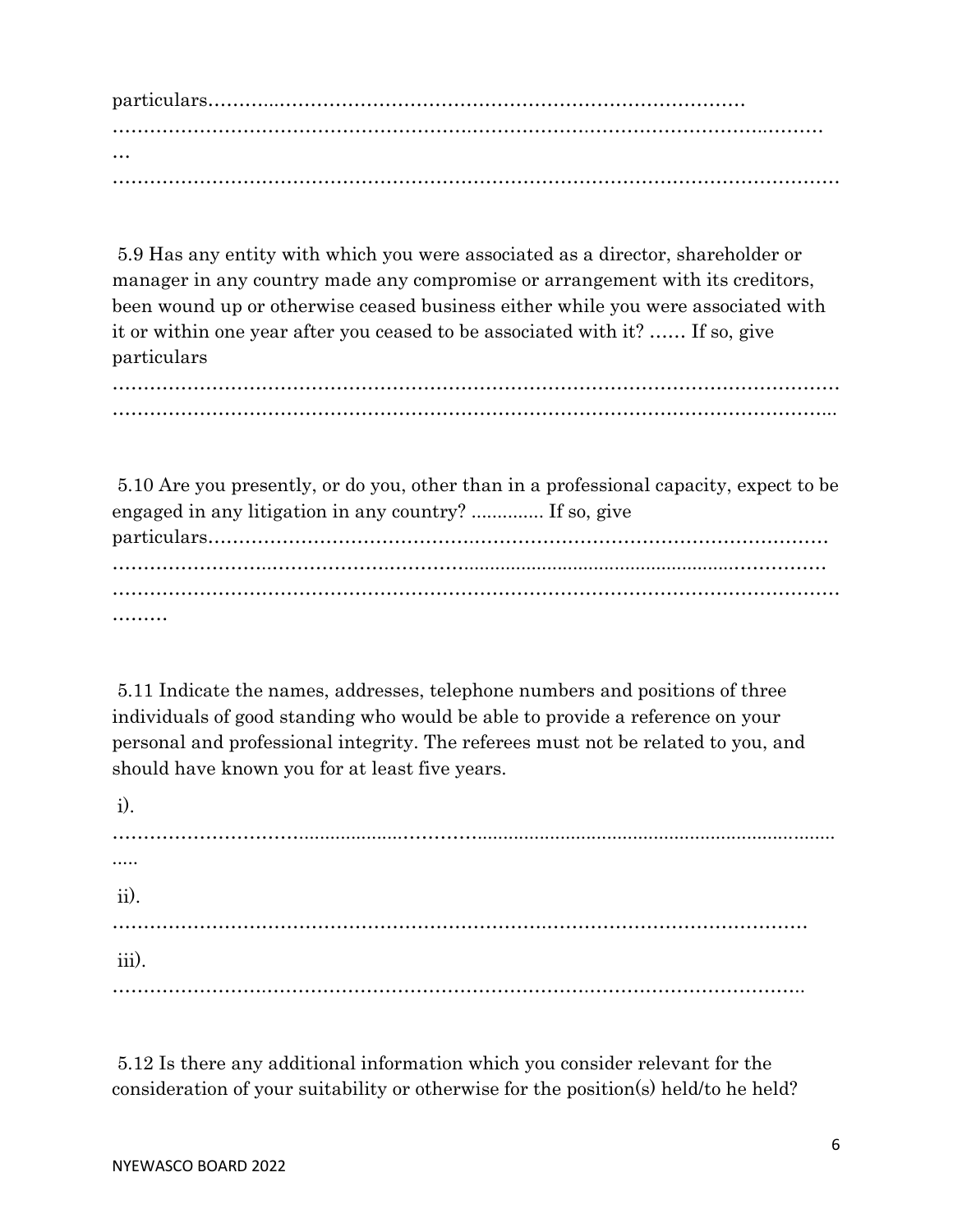particulars…………………………………………………………………………………
……………………………………………………………………………………………………
…
……………………………………………………………………………………………………

5.9 Has any entity with which you were associated as a director, shareholder or manager in any country made any compromise or arrangement with its creditors, been wound up or otherwise ceased business either while you were associated with it or within one year after you ceased to be associated with it? …… If so, give particulars

……………………………………………………………………………………………………
……………………………………………………………………………………………………

5.10 Are you presently, or do you, other than in a professional capacity, expect to be engaged in any litigation in any country? .............. If so, give particulars……………………………………………………………………………………
……………………………………………………………………………………………………
……………………………………………………………………………………………………
………

5.11 Indicate the names, addresses, telephone numbers and positions of three individuals of good standing who would be able to provide a reference on your personal and professional integrity. The referees must not be related to you, and should have known you for at least five years.

i).
……………………………………………………………………………………………………
.....

ii).
……………………………………………………………………………………………………

iii).
……………………………………………………………………………………………………

5.12 Is there any additional information which you consider relevant for the consideration of your suitability or otherwise for the position(s) held/to he held?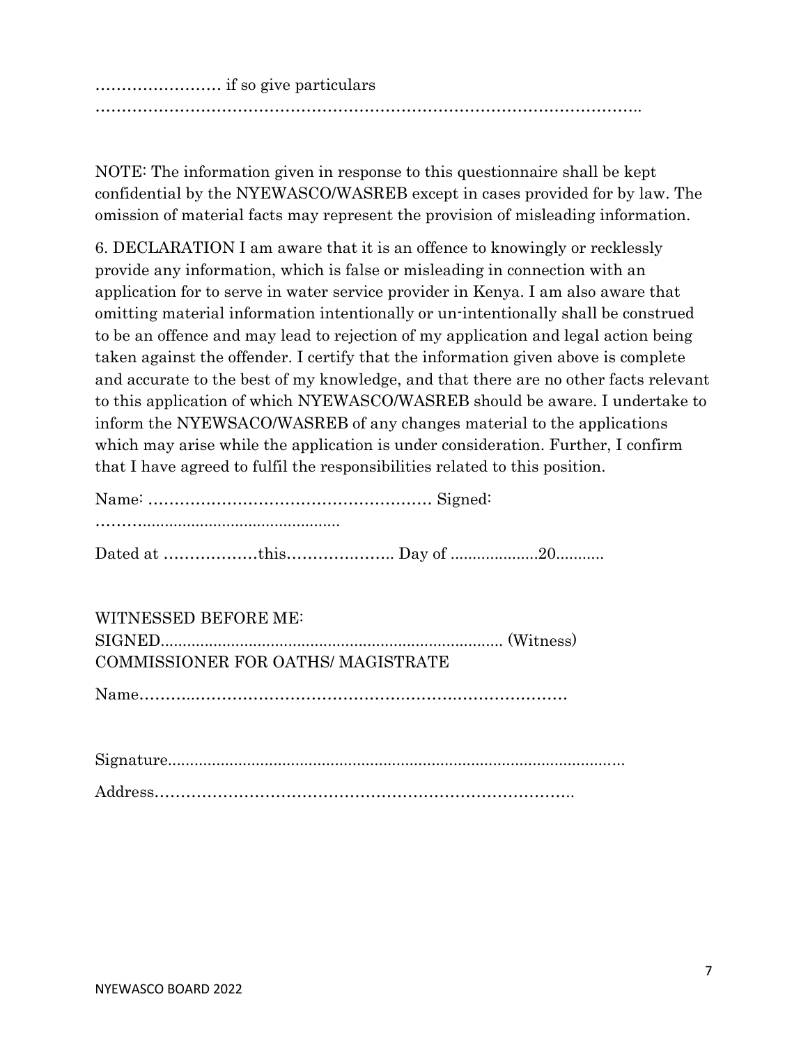…………………… if so give particulars …………………………………………………………………………………………..

NOTE: The information given in response to this questionnaire shall be kept confidential by the NYEWASCO/WASREB except in cases provided for by law. The omission of material facts may represent the provision of misleading information.

6. DECLARATION I am aware that it is an offence to knowingly or recklessly provide any information, which is false or misleading in connection with an application for to serve in water service provider in Kenya. I am also aware that omitting material information intentionally or un-intentionally shall be construed to be an offence and may lead to rejection of my application and legal action being taken against the offender. I certify that the information given above is complete and accurate to the best of my knowledge, and that there are no other facts relevant to this application of which NYEWASCO/WASREB should be aware. I undertake to inform the NYEWSACO/WASREB of any changes material to the applications which may arise while the application is under consideration. Further, I confirm that I have agreed to fulfil the responsibilities related to this position.

Name: ……………………………………………… Signed: ……..................................................

Dated at ………………this……………….. Day of ....................20...........

WITNESSED BEFORE ME:
SIGNED............................................................................. (Witness)
COMMISSIONER FOR OATHS/ MAGISTRATE

Name…………………………………………………………………………

Signature....................................................................................................…..

Address……………………………………………………………………..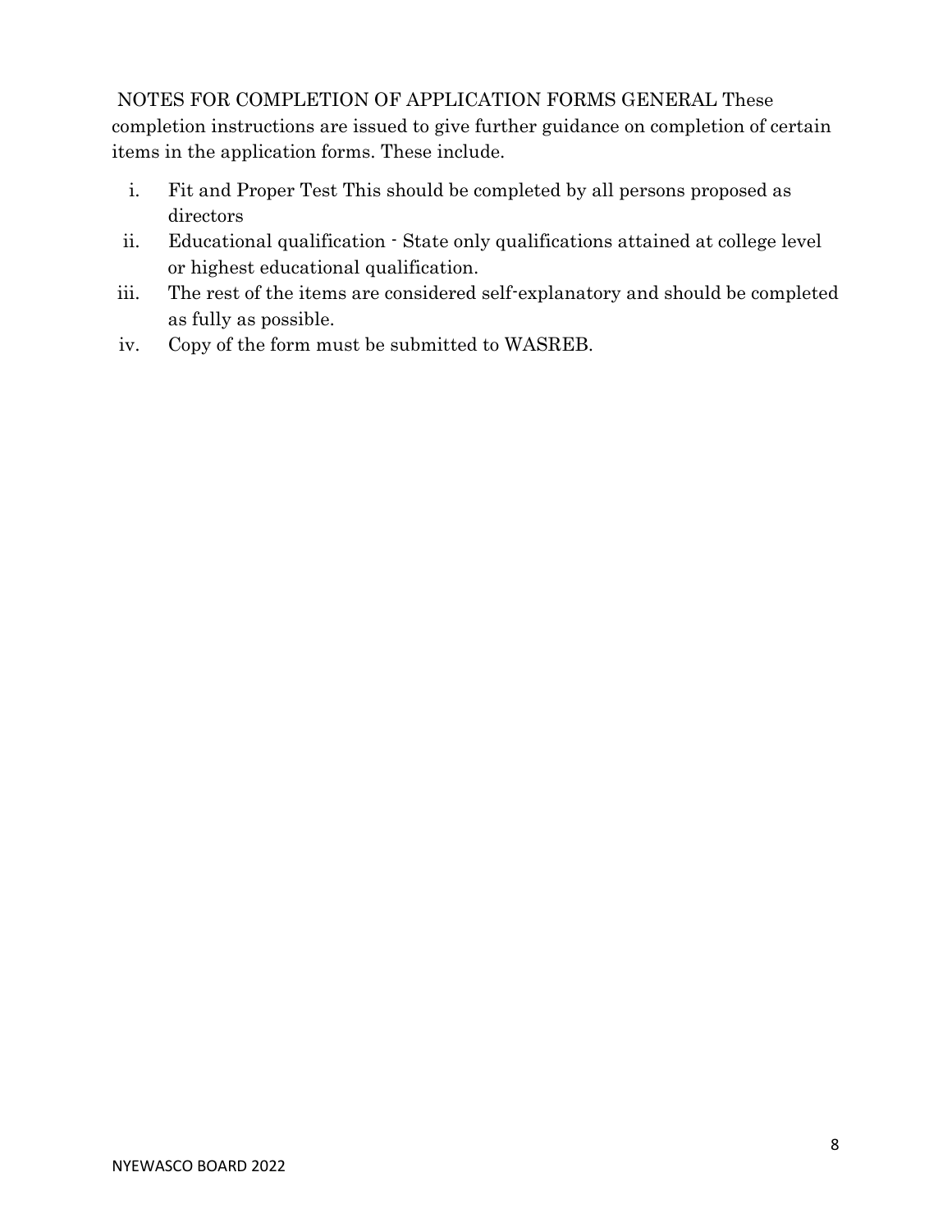NOTES FOR COMPLETION OF APPLICATION FORMS GENERAL These completion instructions are issued to give further guidance on completion of certain items in the application forms. These include.

i. Fit and Proper Test This should be completed by all persons proposed as directors
ii. Educational qualification - State only qualifications attained at college level or highest educational qualification.
iii. The rest of the items are considered self-explanatory and should be completed as fully as possible.
iv. Copy of the form must be submitted to WASREB.